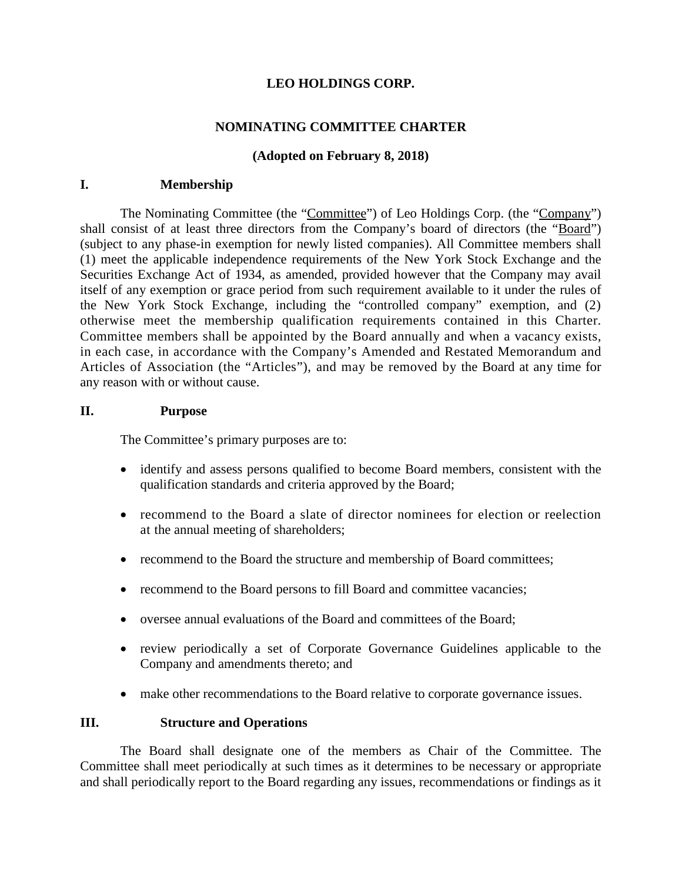# LEO HOLDINGS CORP.

## NOMINATING COMMITTEE CHARTER

**(Adopted on February 8, 2018)**

## I. Membership

The Nominating Committee (the "Committee") of Leo Holdings Corp. (the "Company") shall consist of at least three directors from the Company's board of directors (the "Board") (subject to any phase-in exemption for newly listed companies). All Committee members shall (1) meet the applicable independence requirements of the New York Stock Exchange and the Securities Exchange Act of 1934, as amended, provided however that the Company may avail itself of any exemption or grace period from such requirement available to it under the rules of the New York Stock Exchange, including the "controlled company" exemption, and (2) otherwise meet the membership qualification requirements contained in this Charter. Committee members shall be appointed by the Board annually and when a vacancy exists, in each case, in accordance with the Company's Amended and Restated Memorandum and Articles of Association (the "Articles"), and may be removed by the Board at any time for any reason with or without cause.

## II. Purpose

The Committee's primary purposes are to:

- identify and assess persons qualified to become Board members, consistent with the qualification standards and criteria approved by the Board;
- recommend to the Board a slate of director nominees for election or reelection at the annual meeting of shareholders;
- recommend to the Board the structure and membership of Board committees;
- recommend to the Board persons to fill Board and committee vacancies;
- oversee annual evaluations of the Board and committees of the Board;
- review periodically a set of Corporate Governance Guidelines applicable to the Company and amendments thereto; and
- make other recommendations to the Board relative to corporate governance issues.

## III. Structure and Operations

The Board shall designate one of the members as Chair of the Committee. The Committee shall meet periodically at such times as it determines to be necessary or appropriate and shall periodically report to the Board regarding any issues, recommendations or findings as it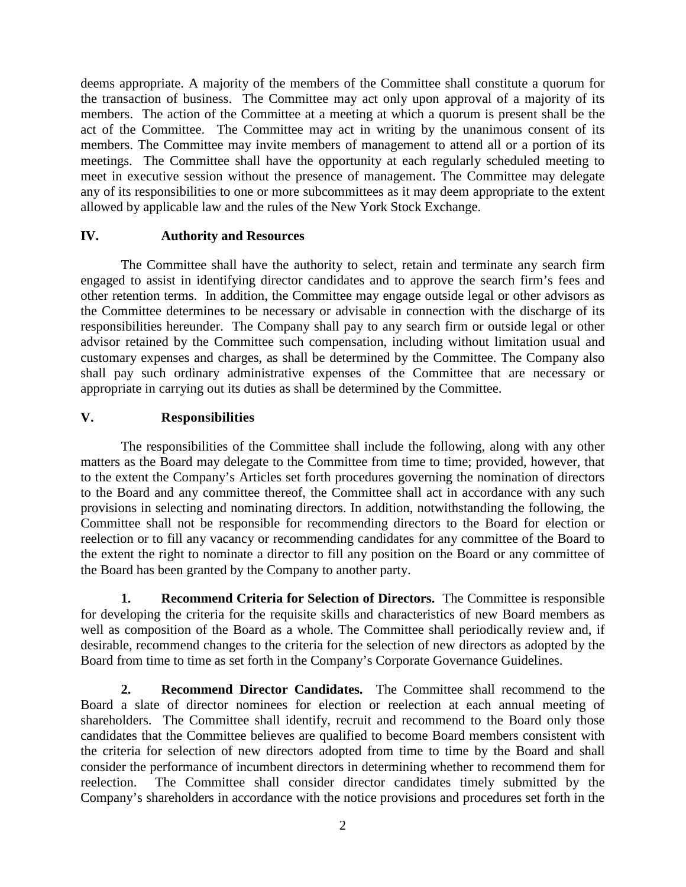deems appropriate. A majority of the members of the Committee shall constitute a quorum for the transaction of business. The Committee may act only upon approval of a majority of its members. The action of the Committee at a meeting at which a quorum is present shall be the act of the Committee. The Committee may act in writing by the unanimous consent of its members. The Committee may invite members of management to attend all or a portion of its meetings. The Committee shall have the opportunity at each regularly scheduled meeting to meet in executive session without the presence of management. The Committee may delegate any of its responsibilities to one or more subcommittees as it may deem appropriate to the extent allowed by applicable law and the rules of the New York Stock Exchange.

## IV. Authority and Resources

The Committee shall have the authority to select, retain and terminate any search firm engaged to assist in identifying director candidates and to approve the search firm's fees and other retention terms. In addition, the Committee may engage outside legal or other advisors as the Committee determines to be necessary or advisable in connection with the discharge of its responsibilities hereunder. The Company shall pay to any search firm or outside legal or other advisor retained by the Committee such compensation, including without limitation usual and customary expenses and charges, as shall be determined by the Committee. The Company also shall pay such ordinary administrative expenses of the Committee that are necessary or appropriate in carrying out its duties as shall be determined by the Committee.

## V. Responsibilities

The responsibilities of the Committee shall include the following, along with any other matters as the Board may delegate to the Committee from time to time; provided, however, that to the extent the Company's Articles set forth procedures governing the nomination of directors to the Board and any committee thereof, the Committee shall act in accordance with any such provisions in selecting and nominating directors. In addition, notwithstanding the following, the Committee shall not be responsible for recommending directors to the Board for election or reelection or to fill any vacancy or recommending candidates for any committee of the Board to the extent the right to nominate a director to fill any position on the Board or any committee of the Board has been granted by the Company to another party.

**1. Recommend Criteria for Selection of Directors.** The Committee is responsible for developing the criteria for the requisite skills and characteristics of new Board members as well as composition of the Board as a whole. The Committee shall periodically review and, if desirable, recommend changes to the criteria for the selection of new directors as adopted by the Board from time to time as set forth in the Company's Corporate Governance Guidelines.

**2. Recommend Director Candidates.** The Committee shall recommend to the Board a slate of director nominees for election or reelection at each annual meeting of shareholders. The Committee shall identify, recruit and recommend to the Board only those candidates that the Committee believes are qualified to become Board members consistent with the criteria for selection of new directors adopted from time to time by the Board and shall consider the performance of incumbent directors in determining whether to recommend them for reelection. The Committee shall consider director candidates timely submitted by the Company's shareholders in accordance with the notice provisions and procedures set forth in the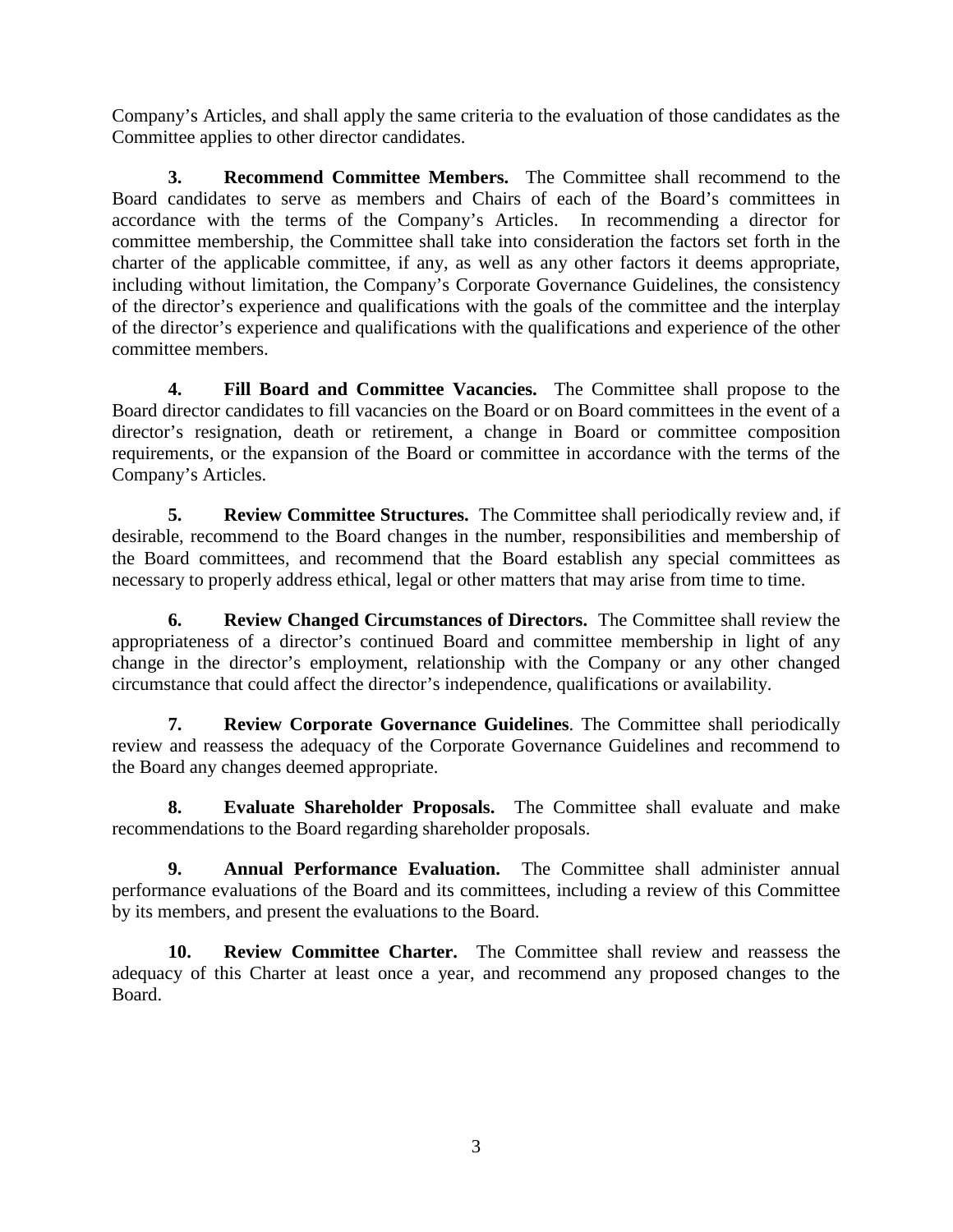Company's Articles, and shall apply the same criteria to the evaluation of those candidates as the Committee applies to other director candidates.

**3. Recommend Committee Members.** The Committee shall recommend to the Board candidates to serve as members and Chairs of each of the Board's committees in accordance with the terms of the Company's Articles. In recommending a director for committee membership, the Committee shall take into consideration the factors set forth in the charter of the applicable committee, if any, as well as any other factors it deems appropriate, including without limitation, the Company's Corporate Governance Guidelines, the consistency of the director's experience and qualifications with the goals of the committee and the interplay of the director's experience and qualifications with the qualifications and experience of the other committee members.

**4. Fill Board and Committee Vacancies.** The Committee shall propose to the Board director candidates to fill vacancies on the Board or on Board committees in the event of a director's resignation, death or retirement, a change in Board or committee composition requirements, or the expansion of the Board or committee in accordance with the terms of the Company's Articles.

**5. Review Committee Structures.** The Committee shall periodically review and, if desirable, recommend to the Board changes in the number, responsibilities and membership of the Board committees, and recommend that the Board establish any special committees as necessary to properly address ethical, legal or other matters that may arise from time to time.

**6. Review Changed Circumstances of Directors.** The Committee shall review the appropriateness of a director's continued Board and committee membership in light of any change in the director's employment, relationship with the Company or any other changed circumstance that could affect the director's independence, qualifications or availability.

**7. Review Corporate Governance Guidelines**. The Committee shall periodically review and reassess the adequacy of the Corporate Governance Guidelines and recommend to the Board any changes deemed appropriate.

**8. Evaluate Shareholder Proposals.** The Committee shall evaluate and make recommendations to the Board regarding shareholder proposals.

**9. Annual Performance Evaluation.** The Committee shall administer annual performance evaluations of the Board and its committees, including a review of this Committee by its members, and present the evaluations to the Board.

**10. Review Committee Charter.** The Committee shall review and reassess the adequacy of this Charter at least once a year, and recommend any proposed changes to the Board.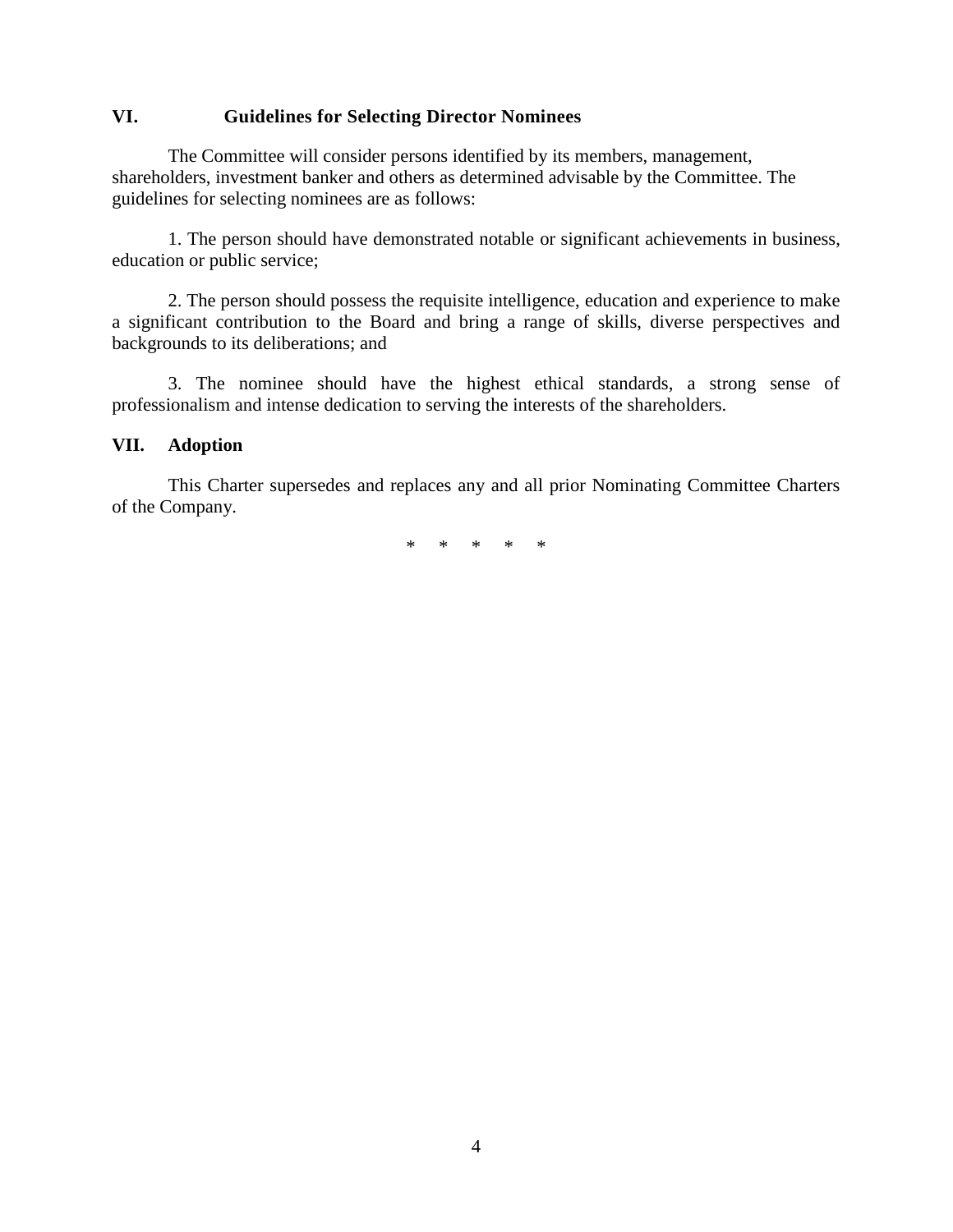## VI. Guidelines for Selecting Director Nominees

The Committee will consider persons identified by its members, management, shareholders, investment banker and others as determined advisable by the Committee. The guidelines for selecting nominees are as follows:

1. The person should have demonstrated notable or significant achievements in business, education or public service;

2. The person should possess the requisite intelligence, education and experience to make a significant contribution to the Board and bring a range of skills, diverse perspectives and backgrounds to its deliberations; and

3. The nominee should have the highest ethical standards, a strong sense of professionalism and intense dedication to serving the interests of the shareholders.

## VII. Adoption

This Charter supersedes and replaces any and all prior Nominating Committee Charters of the Company.

\* \* \* \* \*